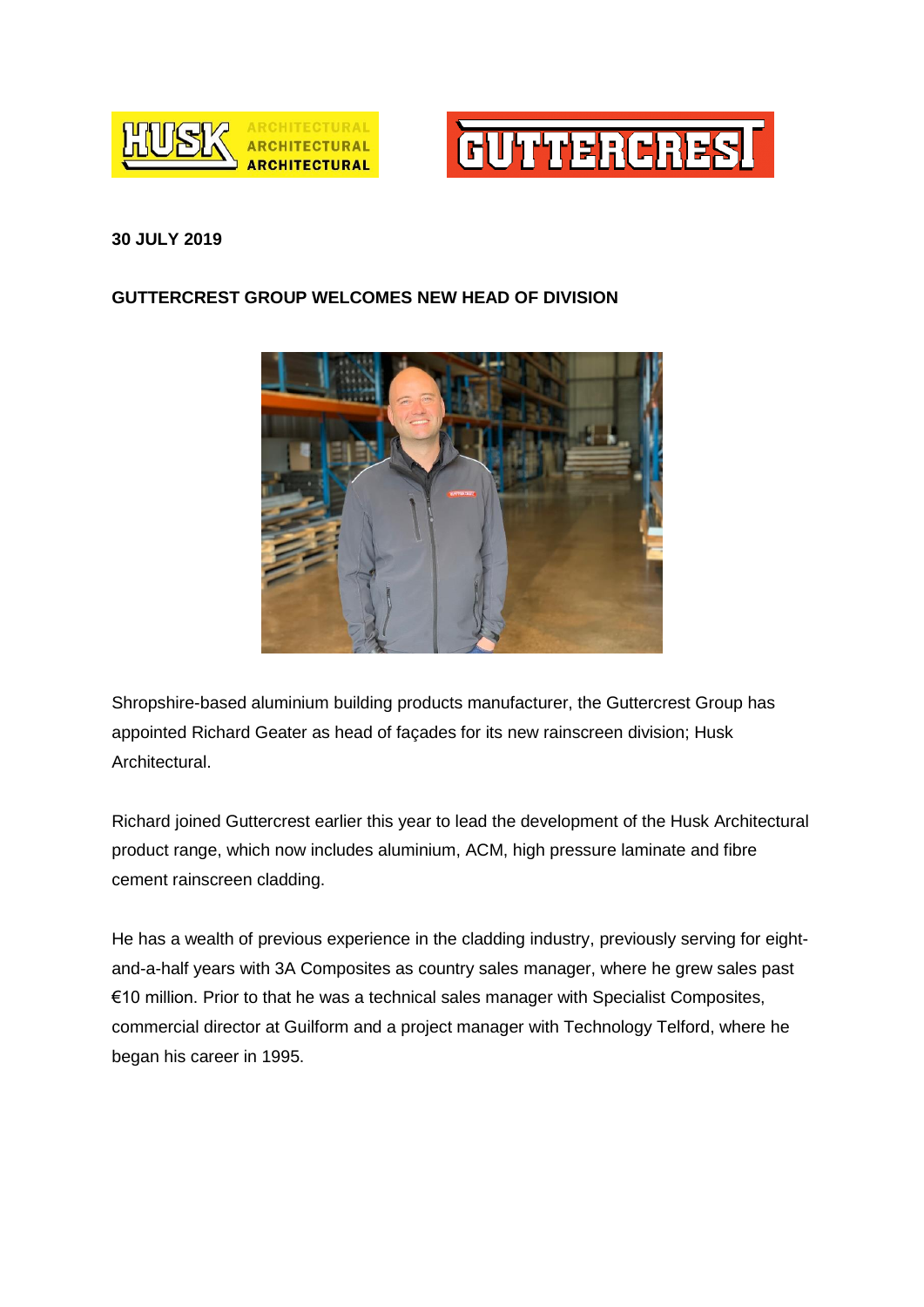**30 JULY 2019**

**GUTTERCREST GROUP WELCOMES NEW HEAD OF DIVISION**

Shropshire-based aluminium building products manufacturer, the Guttercrest Group has appointed Richard Geater as head of façades for its new rainscreen division; Husk Architectural.

Richard joined Guttercrest earlier this year to lead the development of the Husk Architectural product range, which now includes aluminium, ACM, high pressure laminate and fibre cement rainscreen cladding.

He has a wealth of previous experience in the cladding industry, previously serving for eight-and-a-half years with 3A Composites as country sales manager, where he grew sales past €10 million. Prior to that he was a technical sales manager with Specialist Composites, commercial director at Guilform and a project manager with Technology Telford, where he began his career in 1995.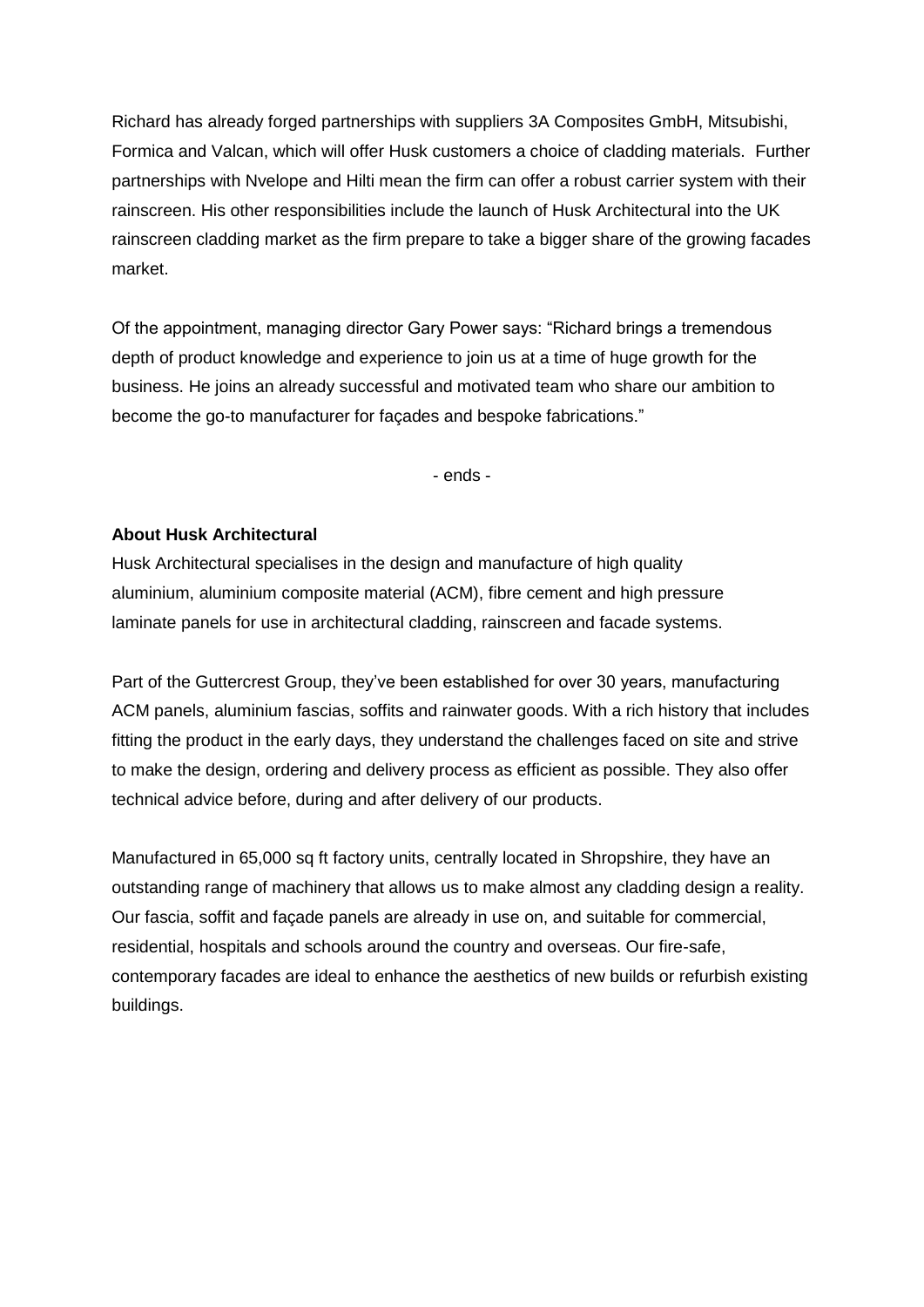Richard has already forged partnerships with suppliers 3A Composites GmbH, Mitsubishi, Formica and Valcan, which will offer Husk customers a choice of cladding materials. Further partnerships with Nvelope and Hilti mean the firm can offer a robust carrier system with their rainscreen. His other responsibilities include the launch of Husk Architectural into the UK rainscreen cladding market as the firm prepare to take a bigger share of the growing facades market.

Of the appointment, managing director Gary Power says: "Richard brings a tremendous depth of product knowledge and experience to join us at a time of huge growth for the business. He joins an already successful and motivated team who share our ambition to become the go-to manufacturer for façades and bespoke fabrications."

- ends -

**About Husk Architectural**

Husk Architectural specialises in the design and manufacture of high quality aluminium, aluminium composite material (ACM), fibre cement and high pressure laminate panels for use in architectural cladding, rainscreen and facade systems.

Part of the Guttercrest Group, they've been established for over 30 years, manufacturing ACM panels, aluminium fascias, soffits and rainwater goods. With a rich history that includes fitting the product in the early days, they understand the challenges faced on site and strive to make the design, ordering and delivery process as efficient as possible. They also offer technical advice before, during and after delivery of our products.

Manufactured in 65,000 sq ft factory units, centrally located in Shropshire, they have an outstanding range of machinery that allows us to make almost any cladding design a reality. Our fascia, soffit and façade panels are already in use on, and suitable for commercial, residential, hospitals and schools around the country and overseas. Our fire-safe, contemporary facades are ideal to enhance the aesthetics of new builds or refurbish existing buildings.